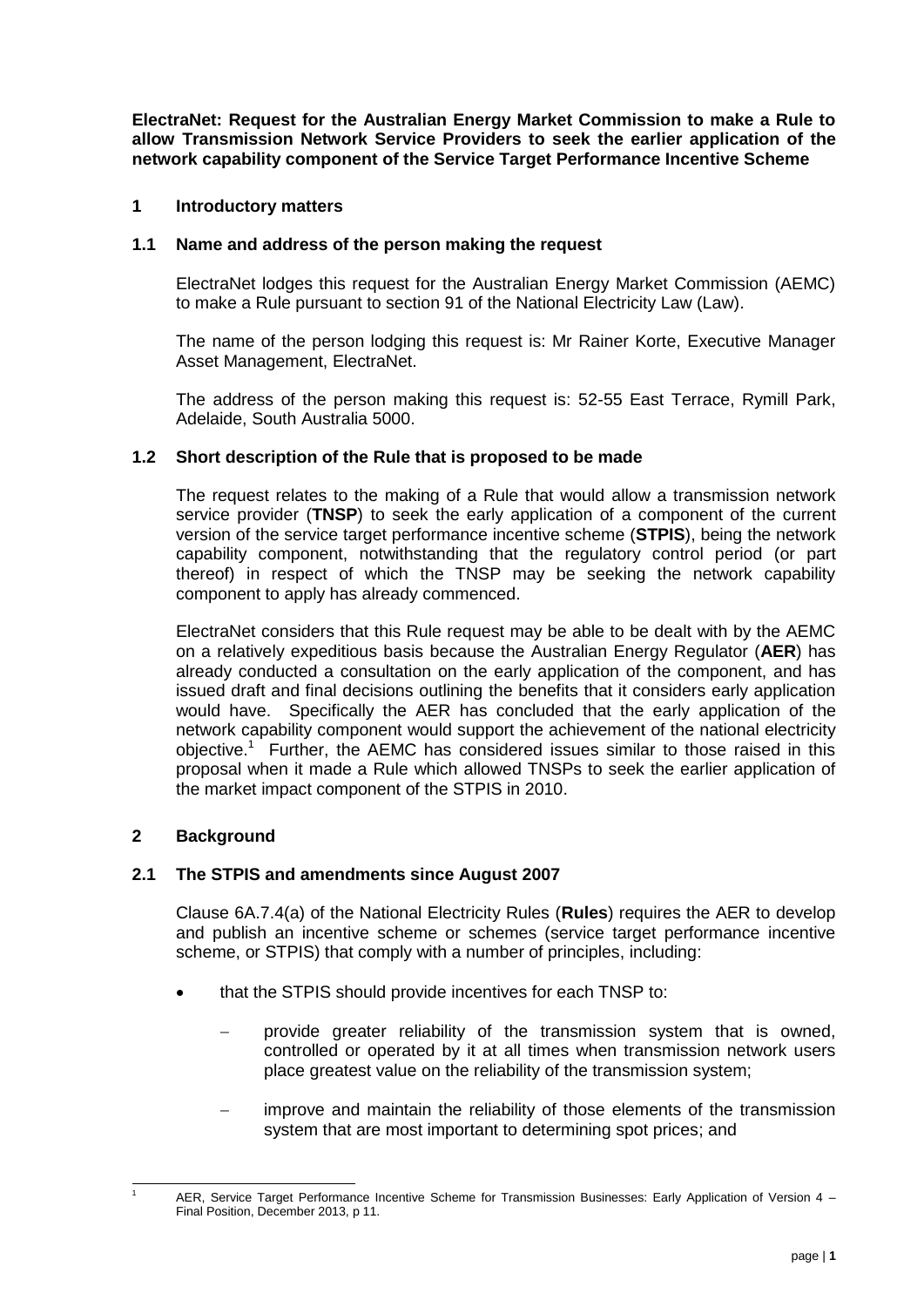**ElectraNet: Request for the Australian Energy Market Commission to make a Rule to allow Transmission Network Service Providers to seek the earlier application of the network capability component of the Service Target Performance Incentive Scheme**

## 1 Introductory matters

### 1.1 Name and address of the person making the request

ElectraNet lodges this request for the Australian Energy Market Commission (AEMC) to make a Rule pursuant to section 91 of the National Electricity Law (Law).

The name of the person lodging this request is: Mr Rainer Korte, Executive Manager Asset Management, ElectraNet.

The address of the person making this request is: 52-55 East Terrace, Rymill Park, Adelaide, South Australia 5000.

### 1.2 Short description of the Rule that is proposed to be made

The request relates to the making of a Rule that would allow a transmission network service provider (**TNSP**) to seek the early application of a component of the current version of the service target performance incentive scheme (**STPIS**), being the network capability component, notwithstanding that the regulatory control period (or part thereof) in respect of which the TNSP may be seeking the network capability component to apply has already commenced.

ElectraNet considers that this Rule request may be able to be dealt with by the AEMC on a relatively expeditious basis because the Australian Energy Regulator (**AER**) has already conducted a consultation on the early application of the component, and has issued draft and final decisions outlining the benefits that it considers early application would have. Specifically the AER has concluded that the early application of the network capability component would support the achievement of the national electricity objective.[1] Further, the AEMC has considered issues similar to those raised in this proposal when it made a Rule which allowed TNSPs to seek the earlier application of the market impact component of the STPIS in 2010.

## 2 Background

### 2.1 The STPIS and amendments since August 2007

Clause 6A.7.4(a) of the National Electricity Rules (**Rules**) requires the AER to develop and publish an incentive scheme or schemes (service target performance incentive scheme, or STPIS) that comply with a number of principles, including:

- that the STPIS should provide incentives for each TNSP to:
  - provide greater reliability of the transmission system that is owned, controlled or operated by it at all times when transmission network users place greatest value on the reliability of the transmission system;
  - improve and maintain the reliability of those elements of the transmission system that are most important to determining spot prices; and

[1] AER, Service Target Performance Incentive Scheme for Transmission Businesses: Early Application of Version 4 – Final Position, December 2013, p 11.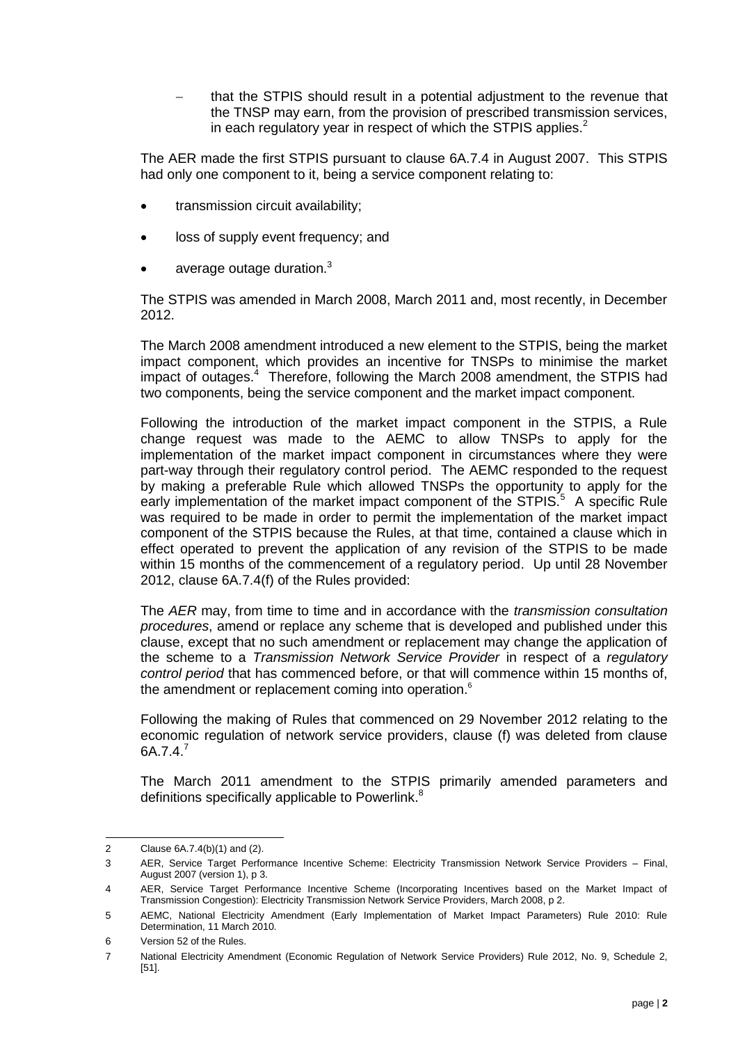- that the STPIS should result in a potential adjustment to the revenue that the TNSP may earn, from the provision of prescribed transmission services, in each regulatory year in respect of which the STPIS applies.[2]

The AER made the first STPIS pursuant to clause 6A.7.4 in August 2007. This STPIS had only one component to it, being a service component relating to:

- transmission circuit availability;
- loss of supply event frequency; and
- average outage duration.[3]

The STPIS was amended in March 2008, March 2011 and, most recently, in December 2012.

The March 2008 amendment introduced a new element to the STPIS, being the market impact component, which provides an incentive for TNSPs to minimise the market impact of outages.[4] Therefore, following the March 2008 amendment, the STPIS had two components, being the service component and the market impact component.

Following the introduction of the market impact component in the STPIS, a Rule change request was made to the AEMC to allow TNSPs to apply for the implementation of the market impact component in circumstances where they were part-way through their regulatory control period. The AEMC responded to the request by making a preferable Rule which allowed TNSPs the opportunity to apply for the early implementation of the market impact component of the STPIS.[5] A specific Rule was required to be made in order to permit the implementation of the market impact component of the STPIS because the Rules, at that time, contained a clause which in effect operated to prevent the application of any revision of the STPIS to be made within 15 months of the commencement of a regulatory period. Up until 28 November 2012, clause 6A.7.4(f) of the Rules provided:

The *AER* may, from time to time and in accordance with the *transmission consultation procedures*, amend or replace any scheme that is developed and published under this clause, except that no such amendment or replacement may change the application of the scheme to a *Transmission Network Service Provider* in respect of a *regulatory control period* that has commenced before, or that will commence within 15 months of, the amendment or replacement coming into operation.[6]

Following the making of Rules that commenced on 29 November 2012 relating to the economic regulation of network service providers, clause (f) was deleted from clause 6A.7.4.[7]

The March 2011 amendment to the STPIS primarily amended parameters and definitions specifically applicable to Powerlink.[8]

---

2 Clause 6A.7.4(b)(1) and (2).

3 AER, Service Target Performance Incentive Scheme: Electricity Transmission Network Service Providers – Final, August 2007 (version 1), p 3.

4 AER, Service Target Performance Incentive Scheme (Incorporating Incentives based on the Market Impact of Transmission Congestion): Electricity Transmission Network Service Providers, March 2008, p 2.

5 AEMC, National Electricity Amendment (Early Implementation of Market Impact Parameters) Rule 2010: Rule Determination, 11 March 2010.

6 Version 52 of the Rules.

7 National Electricity Amendment (Economic Regulation of Network Service Providers) Rule 2012, No. 9, Schedule 2, [51].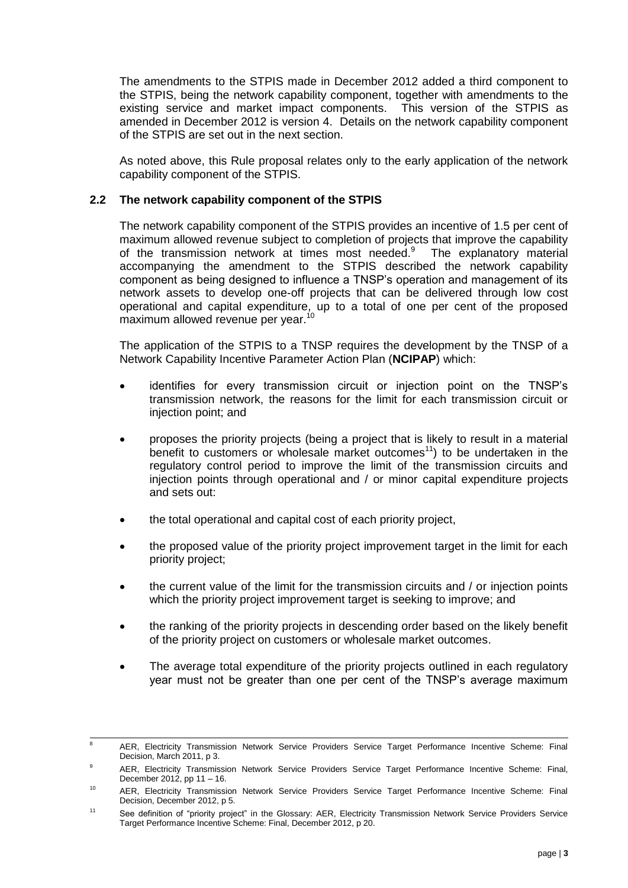The amendments to the STPIS made in December 2012 added a third component to the STPIS, being the network capability component, together with amendments to the existing service and market impact components. This version of the STPIS as amended in December 2012 is version 4. Details on the network capability component of the STPIS are set out in the next section.

As noted above, this Rule proposal relates only to the early application of the network capability component of the STPIS.

### 2.2 The network capability component of the STPIS

The network capability component of the STPIS provides an incentive of 1.5 per cent of maximum allowed revenue subject to completion of projects that improve the capability of the transmission network at times most needed.[9] The explanatory material accompanying the amendment to the STPIS described the network capability component as being designed to influence a TNSP's operation and management of its network assets to develop one-off projects that can be delivered through low cost operational and capital expenditure, up to a total of one per cent of the proposed maximum allowed revenue per year.[10]

The application of the STPIS to a TNSP requires the development by the TNSP of a Network Capability Incentive Parameter Action Plan (**NCIPAP**) which:

- identifies for every transmission circuit or injection point on the TNSP's transmission network, the reasons for the limit for each transmission circuit or injection point; and
- proposes the priority projects (being a project that is likely to result in a material benefit to customers or wholesale market outcomes[11]) to be undertaken in the regulatory control period to improve the limit of the transmission circuits and injection points through operational and / or minor capital expenditure projects and sets out:
- the total operational and capital cost of each priority project,
- the proposed value of the priority project improvement target in the limit for each priority project;
- the current value of the limit for the transmission circuits and / or injection points which the priority project improvement target is seeking to improve; and
- the ranking of the priority projects in descending order based on the likely benefit of the priority project on customers or wholesale market outcomes.
- The average total expenditure of the priority projects outlined in each regulatory year must not be greater than one per cent of the TNSP's average maximum

---

[8] AER, Electricity Transmission Network Service Providers Service Target Performance Incentive Scheme: Final Decision, March 2011, p 3.

[9] AER, Electricity Transmission Network Service Providers Service Target Performance Incentive Scheme: Final, December 2012, pp 11 – 16.

[10] AER, Electricity Transmission Network Service Providers Service Target Performance Incentive Scheme: Final Decision, December 2012, p 5.

[11] See definition of "priority project" in the Glossary: AER, Electricity Transmission Network Service Providers Service Target Performance Incentive Scheme: Final, December 2012, p 20.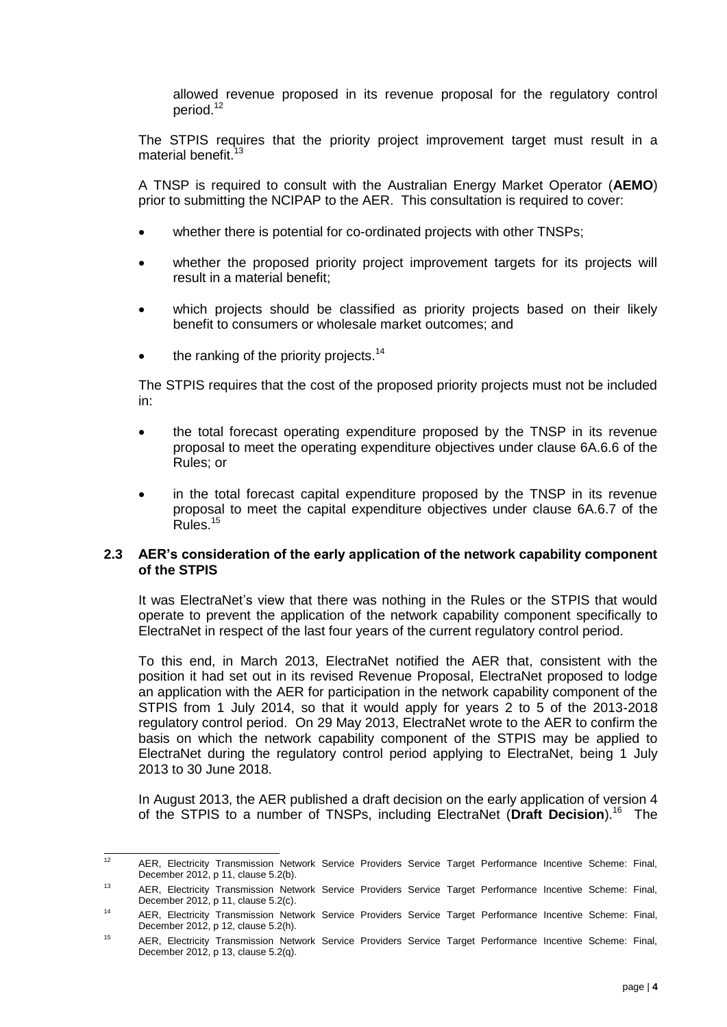allowed revenue proposed in its revenue proposal for the regulatory control period.[12]

The STPIS requires that the priority project improvement target must result in a material benefit.[13]

A TNSP is required to consult with the Australian Energy Market Operator (**AEMO**) prior to submitting the NCIPAP to the AER. This consultation is required to cover:

- whether there is potential for co-ordinated projects with other TNSPs;
- whether the proposed priority project improvement targets for its projects will result in a material benefit;
- which projects should be classified as priority projects based on their likely benefit to consumers or wholesale market outcomes; and
- the ranking of the priority projects.[14]

The STPIS requires that the cost of the proposed priority projects must not be included in:

- the total forecast operating expenditure proposed by the TNSP in its revenue proposal to meet the operating expenditure objectives under clause 6A.6.6 of the Rules; or
- in the total forecast capital expenditure proposed by the TNSP in its revenue proposal to meet the capital expenditure objectives under clause 6A.6.7 of the Rules.[15]

### 2.3 AER's consideration of the early application of the network capability component of the STPIS

It was ElectraNet's view that there was nothing in the Rules or the STPIS that would operate to prevent the application of the network capability component specifically to ElectraNet in respect of the last four years of the current regulatory control period.

To this end, in March 2013, ElectraNet notified the AER that, consistent with the position it had set out in its revised Revenue Proposal, ElectraNet proposed to lodge an application with the AER for participation in the network capability component of the STPIS from 1 July 2014, so that it would apply for years 2 to 5 of the 2013-2018 regulatory control period. On 29 May 2013, ElectraNet wrote to the AER to confirm the basis on which the network capability component of the STPIS may be applied to ElectraNet during the regulatory control period applying to ElectraNet, being 1 July 2013 to 30 June 2018.

In August 2013, the AER published a draft decision on the early application of version 4 of the STPIS to a number of TNSPs, including ElectraNet (**Draft Decision**).[16] The

---

[12] AER, Electricity Transmission Network Service Providers Service Target Performance Incentive Scheme: Final, December 2012, p 11, clause 5.2(b).

[13] AER, Electricity Transmission Network Service Providers Service Target Performance Incentive Scheme: Final, December 2012, p 11, clause 5.2(c).

[14] AER, Electricity Transmission Network Service Providers Service Target Performance Incentive Scheme: Final, December 2012, p 12, clause 5.2(h).

[15] AER, Electricity Transmission Network Service Providers Service Target Performance Incentive Scheme: Final, December 2012, p 13, clause 5.2(q).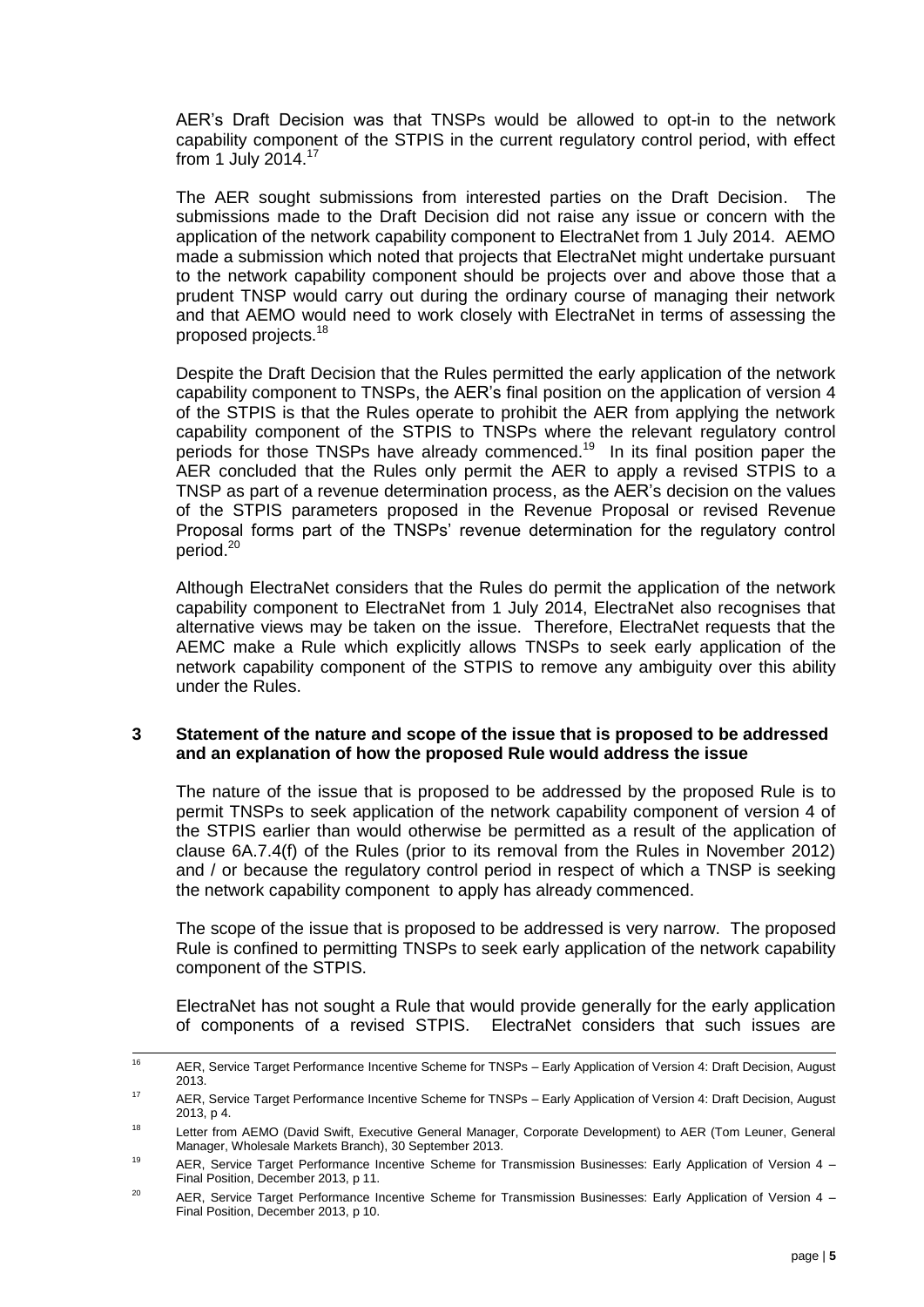AER's Draft Decision was that TNSPs would be allowed to opt-in to the network capability component of the STPIS in the current regulatory control period, with effect from 1 July 2014.[17]

The AER sought submissions from interested parties on the Draft Decision. The submissions made to the Draft Decision did not raise any issue or concern with the application of the network capability component to ElectraNet from 1 July 2014. AEMO made a submission which noted that projects that ElectraNet might undertake pursuant to the network capability component should be projects over and above those that a prudent TNSP would carry out during the ordinary course of managing their network and that AEMO would need to work closely with ElectraNet in terms of assessing the proposed projects.[18]

Despite the Draft Decision that the Rules permitted the early application of the network capability component to TNSPs, the AER's final position on the application of version 4 of the STPIS is that the Rules operate to prohibit the AER from applying the network capability component of the STPIS to TNSPs where the relevant regulatory control periods for those TNSPs have already commenced.[19] In its final position paper the AER concluded that the Rules only permit the AER to apply a revised STPIS to a TNSP as part of a revenue determination process, as the AER's decision on the values of the STPIS parameters proposed in the Revenue Proposal or revised Revenue Proposal forms part of the TNSPs' revenue determination for the regulatory control period.[20]

Although ElectraNet considers that the Rules do permit the application of the network capability component to ElectraNet from 1 July 2014, ElectraNet also recognises that alternative views may be taken on the issue. Therefore, ElectraNet requests that the AEMC make a Rule which explicitly allows TNSPs to seek early application of the network capability component of the STPIS to remove any ambiguity over this ability under the Rules.

## 3 Statement of the nature and scope of the issue that is proposed to be addressed and an explanation of how the proposed Rule would address the issue

The nature of the issue that is proposed to be addressed by the proposed Rule is to permit TNSPs to seek application of the network capability component of version 4 of the STPIS earlier than would otherwise be permitted as a result of the application of clause 6A.7.4(f) of the Rules (prior to its removal from the Rules in November 2012) and / or because the regulatory control period in respect of which a TNSP is seeking the network capability component to apply has already commenced.

The scope of the issue that is proposed to be addressed is very narrow. The proposed Rule is confined to permitting TNSPs to seek early application of the network capability component of the STPIS.

ElectraNet has not sought a Rule that would provide generally for the early application of components of a revised STPIS. ElectraNet considers that such issues are

---

[16] AER, Service Target Performance Incentive Scheme for TNSPs – Early Application of Version 4: Draft Decision, August 2013.

[17] AER, Service Target Performance Incentive Scheme for TNSPs – Early Application of Version 4: Draft Decision, August 2013, p 4.

[18] Letter from AEMO (David Swift, Executive General Manager, Corporate Development) to AER (Tom Leuner, General Manager, Wholesale Markets Branch), 30 September 2013.

[19] AER, Service Target Performance Incentive Scheme for Transmission Businesses: Early Application of Version 4 – Final Position, December 2013, p 11.

[20] AER, Service Target Performance Incentive Scheme for Transmission Businesses: Early Application of Version 4 – Final Position, December 2013, p 10.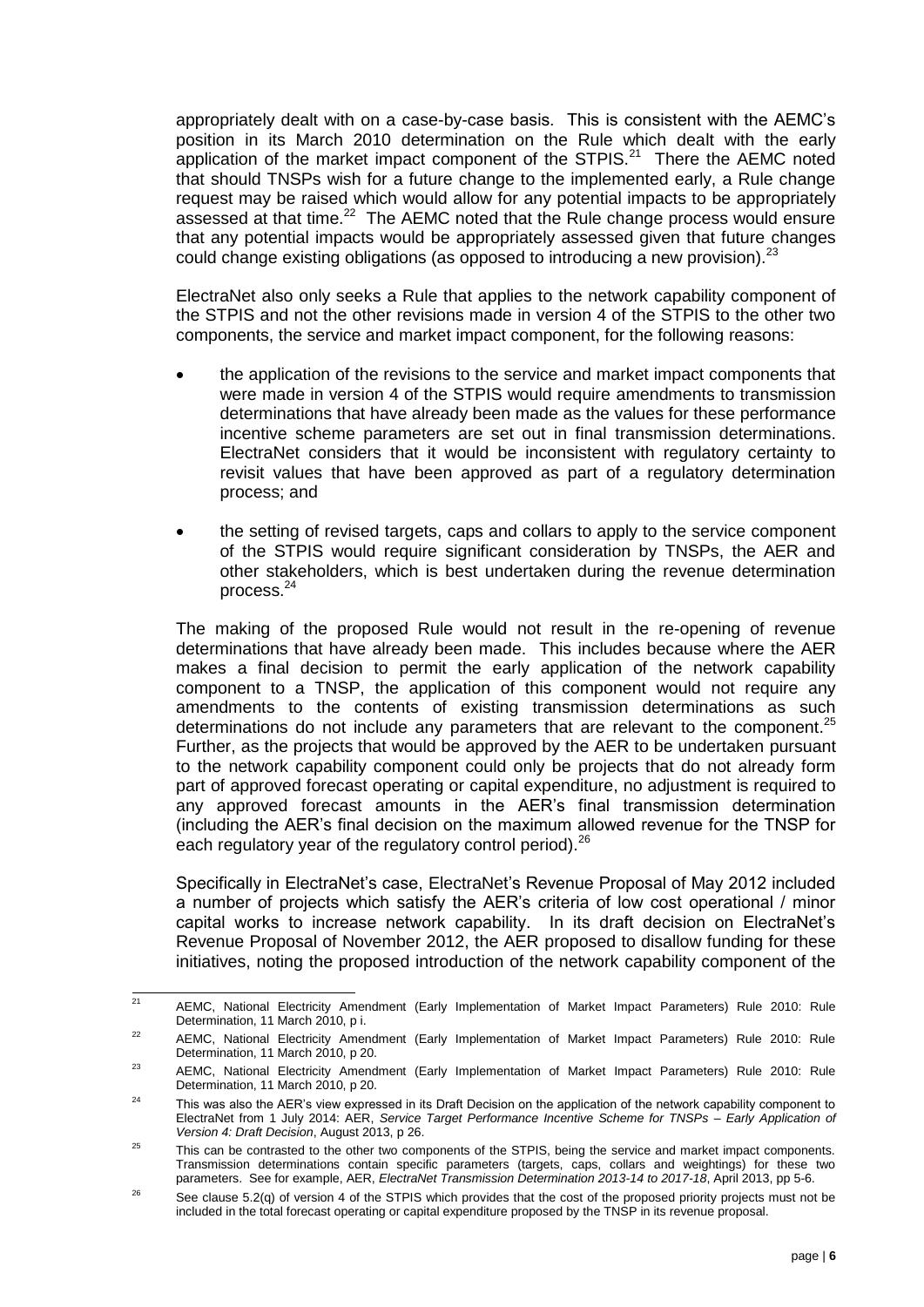appropriately dealt with on a case-by-case basis. This is consistent with the AEMC's position in its March 2010 determination on the Rule which dealt with the early application of the market impact component of the STPIS.[21] There the AEMC noted that should TNSPs wish for a future change to the implemented early, a Rule change request may be raised which would allow for any potential impacts to be appropriately assessed at that time.[22] The AEMC noted that the Rule change process would ensure that any potential impacts would be appropriately assessed given that future changes could change existing obligations (as opposed to introducing a new provision).[23]

ElectraNet also only seeks a Rule that applies to the network capability component of the STPIS and not the other revisions made in version 4 of the STPIS to the other two components, the service and market impact component, for the following reasons:

- the application of the revisions to the service and market impact components that were made in version 4 of the STPIS would require amendments to transmission determinations that have already been made as the values for these performance incentive scheme parameters are set out in final transmission determinations. ElectraNet considers that it would be inconsistent with regulatory certainty to revisit values that have been approved as part of a regulatory determination process; and
- the setting of revised targets, caps and collars to apply to the service component of the STPIS would require significant consideration by TNSPs, the AER and other stakeholders, which is best undertaken during the revenue determination process.[24]

The making of the proposed Rule would not result in the re-opening of revenue determinations that have already been made. This includes because where the AER makes a final decision to permit the early application of the network capability component to a TNSP, the application of this component would not require any amendments to the contents of existing transmission determinations as such determinations do not include any parameters that are relevant to the component.[25] Further, as the projects that would be approved by the AER to be undertaken pursuant to the network capability component could only be projects that do not already form part of approved forecast operating or capital expenditure, no adjustment is required to any approved forecast amounts in the AER's final transmission determination (including the AER's final decision on the maximum allowed revenue for the TNSP for each regulatory year of the regulatory control period).[26]

Specifically in ElectraNet's case, ElectraNet's Revenue Proposal of May 2012 included a number of projects which satisfy the AER's criteria of low cost operational / minor capital works to increase network capability. In its draft decision on ElectraNet's Revenue Proposal of November 2012, the AER proposed to disallow funding for these initiatives, noting the proposed introduction of the network capability component of the

---

[21] AEMC, National Electricity Amendment (Early Implementation of Market Impact Parameters) Rule 2010: Rule Determination, 11 March 2010, p i.

[22] AEMC, National Electricity Amendment (Early Implementation of Market Impact Parameters) Rule 2010: Rule Determination, 11 March 2010, p 20.

[23] AEMC, National Electricity Amendment (Early Implementation of Market Impact Parameters) Rule 2010: Rule Determination, 11 March 2010, p 20.

[24] This was also the AER's view expressed in its Draft Decision on the application of the network capability component to ElectraNet from 1 July 2014: AER, *Service Target Performance Incentive Scheme for TNSPs – Early Application of Version 4: Draft Decision*, August 2013, p 26.

[25] This can be contrasted to the other two components of the STPIS, being the service and market impact components. Transmission determinations contain specific parameters (targets, caps, collars and weightings) for these two parameters. See for example, AER, *ElectraNet Transmission Determination 2013-14 to 2017-18*, April 2013, pp 5-6.

[26] See clause 5.2(q) of version 4 of the STPIS which provides that the cost of the proposed priority projects must not be included in the total forecast operating or capital expenditure proposed by the TNSP in its revenue proposal.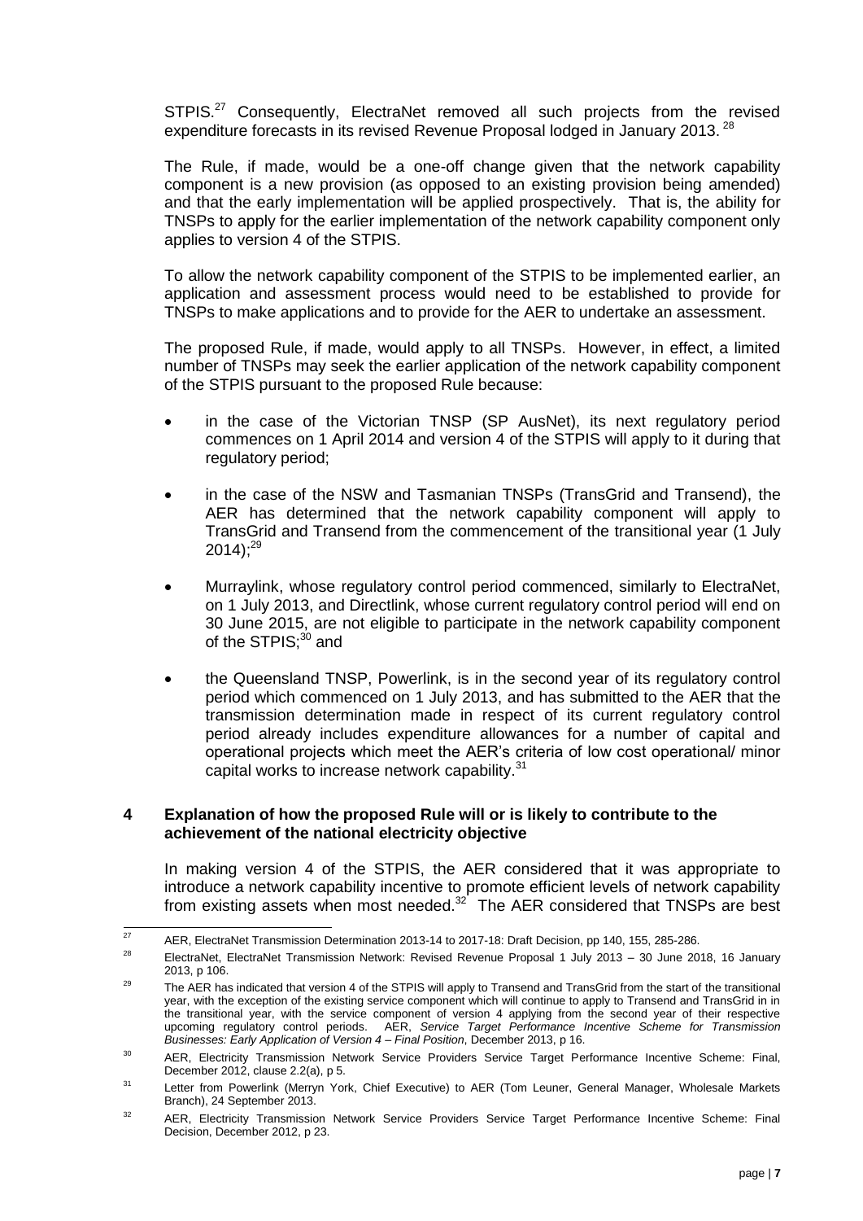STPIS.[27] Consequently, ElectraNet removed all such projects from the revised expenditure forecasts in its revised Revenue Proposal lodged in January 2013.[28]

The Rule, if made, would be a one-off change given that the network capability component is a new provision (as opposed to an existing provision being amended) and that the early implementation will be applied prospectively. That is, the ability for TNSPs to apply for the earlier implementation of the network capability component only applies to version 4 of the STPIS.

To allow the network capability component of the STPIS to be implemented earlier, an application and assessment process would need to be established to provide for TNSPs to make applications and to provide for the AER to undertake an assessment.

The proposed Rule, if made, would apply to all TNSPs. However, in effect, a limited number of TNSPs may seek the earlier application of the network capability component of the STPIS pursuant to the proposed Rule because:

- in the case of the Victorian TNSP (SP AusNet), its next regulatory period commences on 1 April 2014 and version 4 of the STPIS will apply to it during that regulatory period;
- in the case of the NSW and Tasmanian TNSPs (TransGrid and Transend), the AER has determined that the network capability component will apply to TransGrid and Transend from the commencement of the transitional year (1 July 2014);[29]
- Murraylink, whose regulatory control period commenced, similarly to ElectraNet, on 1 July 2013, and Directlink, whose current regulatory control period will end on 30 June 2015, are not eligible to participate in the network capability component of the STPIS;[30] and
- the Queensland TNSP, Powerlink, is in the second year of its regulatory control period which commenced on 1 July 2013, and has submitted to the AER that the transmission determination made in respect of its current regulatory control period already includes expenditure allowances for a number of capital and operational projects which meet the AER's criteria of low cost operational/ minor capital works to increase network capability.[31]

## 4 Explanation of how the proposed Rule will or is likely to contribute to the achievement of the national electricity objective

In making version 4 of the STPIS, the AER considered that it was appropriate to introduce a network capability incentive to promote efficient levels of network capability from existing assets when most needed.[32] The AER considered that TNSPs are best

---

[27] AER, ElectraNet Transmission Determination 2013-14 to 2017-18: Draft Decision, pp 140, 155, 285-286.

[28] ElectraNet, ElectraNet Transmission Network: Revised Revenue Proposal 1 July 2013 – 30 June 2018, 16 January 2013, p 106.

[29] The AER has indicated that version 4 of the STPIS will apply to Transend and TransGrid from the start of the transitional year, with the exception of the existing service component which will continue to apply to Transend and TransGrid in in the transitional year, with the service component of version 4 applying from the second year of their respective upcoming regulatory control periods. AER, *Service Target Performance Incentive Scheme for Transmission Businesses: Early Application of Version 4 – Final Position*, December 2013, p 16.

[30] AER, Electricity Transmission Network Service Providers Service Target Performance Incentive Scheme: Final, December 2012, clause 2.2(a), p 5.

[31] Letter from Powerlink (Merryn York, Chief Executive) to AER (Tom Leuner, General Manager, Wholesale Markets Branch), 24 September 2013.

[32] AER, Electricity Transmission Network Service Providers Service Target Performance Incentive Scheme: Final Decision, December 2012, p 23.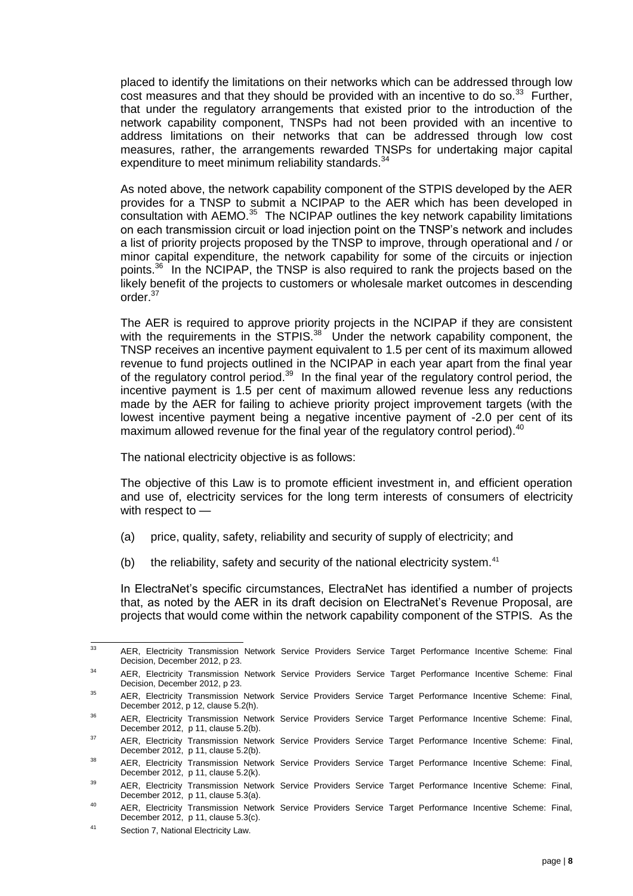placed to identify the limitations on their networks which can be addressed through low cost measures and that they should be provided with an incentive to do so.[33] Further, that under the regulatory arrangements that existed prior to the introduction of the network capability component, TNSPs had not been provided with an incentive to address limitations on their networks that can be addressed through low cost measures, rather, the arrangements rewarded TNSPs for undertaking major capital expenditure to meet minimum reliability standards.[34]

As noted above, the network capability component of the STPIS developed by the AER provides for a TNSP to submit a NCIPAP to the AER which has been developed in consultation with AEMO.[35] The NCIPAP outlines the key network capability limitations on each transmission circuit or load injection point on the TNSP's network and includes a list of priority projects proposed by the TNSP to improve, through operational and / or minor capital expenditure, the network capability for some of the circuits or injection points.[36] In the NCIPAP, the TNSP is also required to rank the projects based on the likely benefit of the projects to customers or wholesale market outcomes in descending order.[37]

The AER is required to approve priority projects in the NCIPAP if they are consistent with the requirements in the STPIS.[38] Under the network capability component, the TNSP receives an incentive payment equivalent to 1.5 per cent of its maximum allowed revenue to fund projects outlined in the NCIPAP in each year apart from the final year of the regulatory control period.[39] In the final year of the regulatory control period, the incentive payment is 1.5 per cent of maximum allowed revenue less any reductions made by the AER for failing to achieve priority project improvement targets (with the lowest incentive payment being a negative incentive payment of -2.0 per cent of its maximum allowed revenue for the final year of the regulatory control period).[40]

The national electricity objective is as follows:

The objective of this Law is to promote efficient investment in, and efficient operation and use of, electricity services for the long term interests of consumers of electricity with respect to —

(a) price, quality, safety, reliability and security of supply of electricity; and

(b) the reliability, safety and security of the national electricity system.[41]

In ElectraNet's specific circumstances, ElectraNet has identified a number of projects that, as noted by the AER in its draft decision on ElectraNet's Revenue Proposal, are projects that would come within the network capability component of the STPIS. As the

---

[33] AER, Electricity Transmission Network Service Providers Service Target Performance Incentive Scheme: Final Decision, December 2012, p 23.

[34] AER, Electricity Transmission Network Service Providers Service Target Performance Incentive Scheme: Final Decision, December 2012, p 23.

[35] AER, Electricity Transmission Network Service Providers Service Target Performance Incentive Scheme: Final, December 2012, p 12, clause 5.2(h).

[36] AER, Electricity Transmission Network Service Providers Service Target Performance Incentive Scheme: Final, December 2012, p 11, clause 5.2(b).

[37] AER, Electricity Transmission Network Service Providers Service Target Performance Incentive Scheme: Final, December 2012, p 11, clause 5.2(b).

[38] AER, Electricity Transmission Network Service Providers Service Target Performance Incentive Scheme: Final, December 2012, p 11, clause 5.2(k).

[39] AER, Electricity Transmission Network Service Providers Service Target Performance Incentive Scheme: Final, December 2012, p 11, clause 5.3(a).

[40] AER, Electricity Transmission Network Service Providers Service Target Performance Incentive Scheme: Final, December 2012, p 11, clause 5.3(c).

[41] Section 7, National Electricity Law.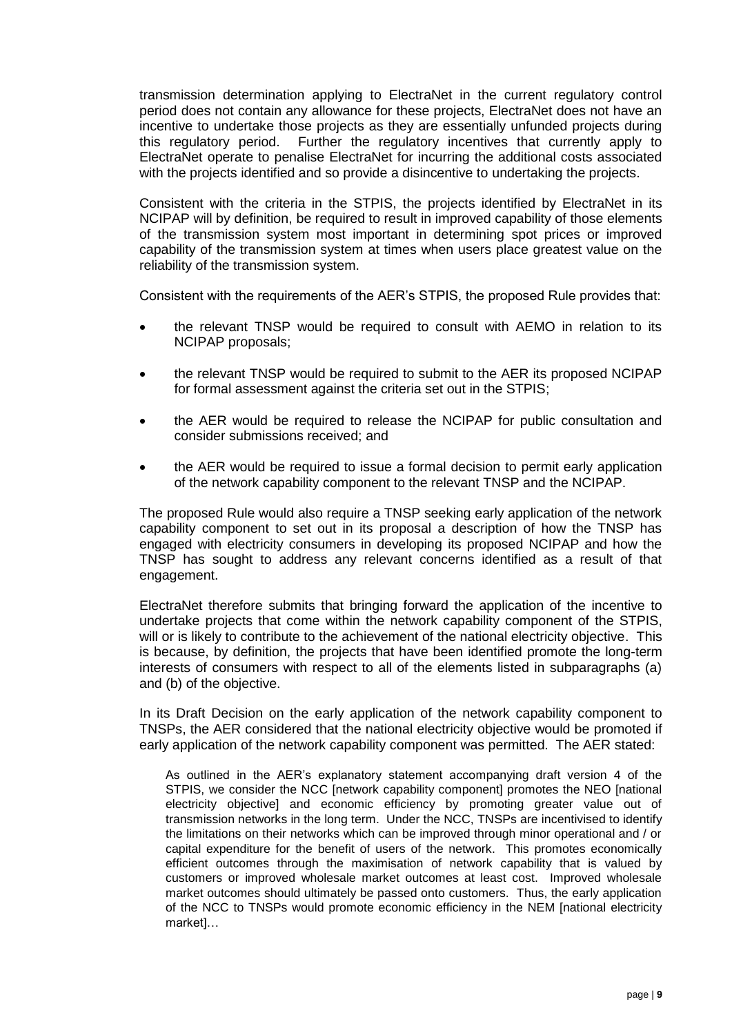transmission determination applying to ElectraNet in the current regulatory control period does not contain any allowance for these projects, ElectraNet does not have an incentive to undertake those projects as they are essentially unfunded projects during this regulatory period. Further the regulatory incentives that currently apply to ElectraNet operate to penalise ElectraNet for incurring the additional costs associated with the projects identified and so provide a disincentive to undertaking the projects.

Consistent with the criteria in the STPIS, the projects identified by ElectraNet in its NCIPAP will by definition, be required to result in improved capability of those elements of the transmission system most important in determining spot prices or improved capability of the transmission system at times when users place greatest value on the reliability of the transmission system.

Consistent with the requirements of the AER's STPIS, the proposed Rule provides that:

- the relevant TNSP would be required to consult with AEMO in relation to its NCIPAP proposals;
- the relevant TNSP would be required to submit to the AER its proposed NCIPAP for formal assessment against the criteria set out in the STPIS;
- the AER would be required to release the NCIPAP for public consultation and consider submissions received; and
- the AER would be required to issue a formal decision to permit early application of the network capability component to the relevant TNSP and the NCIPAP.

The proposed Rule would also require a TNSP seeking early application of the network capability component to set out in its proposal a description of how the TNSP has engaged with electricity consumers in developing its proposed NCIPAP and how the TNSP has sought to address any relevant concerns identified as a result of that engagement.

ElectraNet therefore submits that bringing forward the application of the incentive to undertake projects that come within the network capability component of the STPIS, will or is likely to contribute to the achievement of the national electricity objective. This is because, by definition, the projects that have been identified promote the long-term interests of consumers with respect to all of the elements listed in subparagraphs (a) and (b) of the objective.

In its Draft Decision on the early application of the network capability component to TNSPs, the AER considered that the national electricity objective would be promoted if early application of the network capability component was permitted. The AER stated:

> As outlined in the AER's explanatory statement accompanying draft version 4 of the STPIS, we consider the NCC [network capability component] promotes the NEO [national electricity objective] and economic efficiency by promoting greater value out of transmission networks in the long term. Under the NCC, TNSPs are incentivised to identify the limitations on their networks which can be improved through minor operational and / or capital expenditure for the benefit of users of the network. This promotes economically efficient outcomes through the maximisation of network capability that is valued by customers or improved wholesale market outcomes at least cost. Improved wholesale market outcomes should ultimately be passed onto customers. Thus, the early application of the NCC to TNSPs would promote economic efficiency in the NEM [national electricity market]…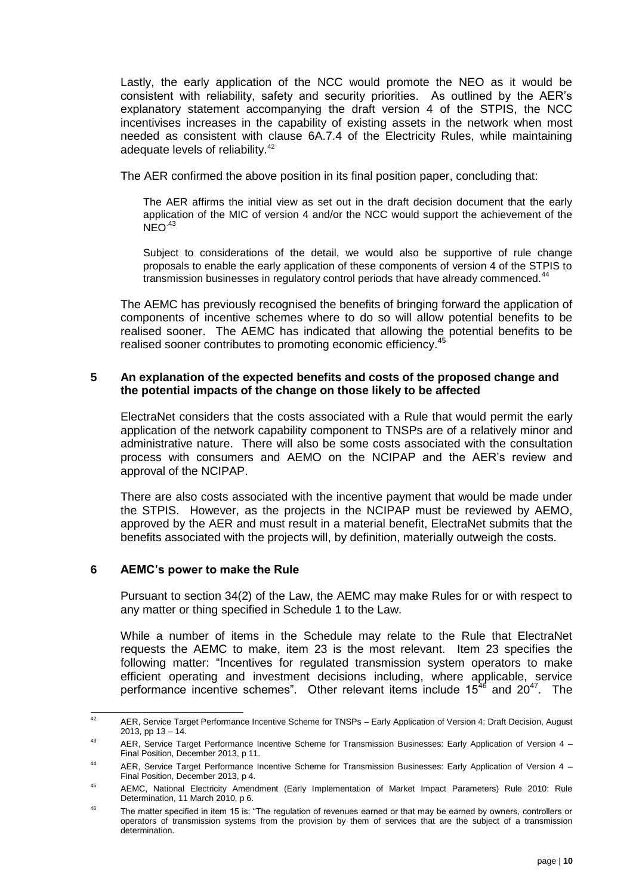Lastly, the early application of the NCC would promote the NEO as it would be consistent with reliability, safety and security priorities. As outlined by the AER's explanatory statement accompanying the draft version 4 of the STPIS, the NCC incentivises increases in the capability of existing assets in the network when most needed as consistent with clause 6A.7.4 of the Electricity Rules, while maintaining adequate levels of reliability.[42]

The AER confirmed the above position in its final position paper, concluding that:

> The AER affirms the initial view as set out in the draft decision document that the early application of the MIC of version 4 and/or the NCC would support the achievement of the NEO.[43]
>
> Subject to considerations of the detail, we would also be supportive of rule change proposals to enable the early application of these components of version 4 of the STPIS to transmission businesses in regulatory control periods that have already commenced.[44]

The AEMC has previously recognised the benefits of bringing forward the application of components of incentive schemes where to do so will allow potential benefits to be realised sooner. The AEMC has indicated that allowing the potential benefits to be realised sooner contributes to promoting economic efficiency.[45]

## 5 An explanation of the expected benefits and costs of the proposed change and the potential impacts of the change on those likely to be affected

ElectraNet considers that the costs associated with a Rule that would permit the early application of the network capability component to TNSPs are of a relatively minor and administrative nature. There will also be some costs associated with the consultation process with consumers and AEMO on the NCIPAP and the AER's review and approval of the NCIPAP.

There are also costs associated with the incentive payment that would be made under the STPIS. However, as the projects in the NCIPAP must be reviewed by AEMO, approved by the AER and must result in a material benefit, ElectraNet submits that the benefits associated with the projects will, by definition, materially outweigh the costs.

## 6 AEMC's power to make the Rule

Pursuant to section 34(2) of the Law, the AEMC may make Rules for or with respect to any matter or thing specified in Schedule 1 to the Law.

While a number of items in the Schedule may relate to the Rule that ElectraNet requests the AEMC to make, item 23 is the most relevant. Item 23 specifies the following matter: "Incentives for regulated transmission system operators to make efficient operating and investment decisions including, where applicable, service performance incentive schemes". Other relevant items include 15[46] and 20[47]. The

---

[42] AER, Service Target Performance Incentive Scheme for TNSPs – Early Application of Version 4: Draft Decision, August 2013, pp 13 – 14.

[43] AER, Service Target Performance Incentive Scheme for Transmission Businesses: Early Application of Version 4 – Final Position, December 2013, p 11.

[44] AER, Service Target Performance Incentive Scheme for Transmission Businesses: Early Application of Version 4 – Final Position, December 2013, p 4.

[45] AEMC, National Electricity Amendment (Early Implementation of Market Impact Parameters) Rule 2010: Rule Determination, 11 March 2010, p 6.

[46] The matter specified in item 15 is: "The regulation of revenues earned or that may be earned by owners, controllers or operators of transmission systems from the provision by them of services that are the subject of a transmission determination.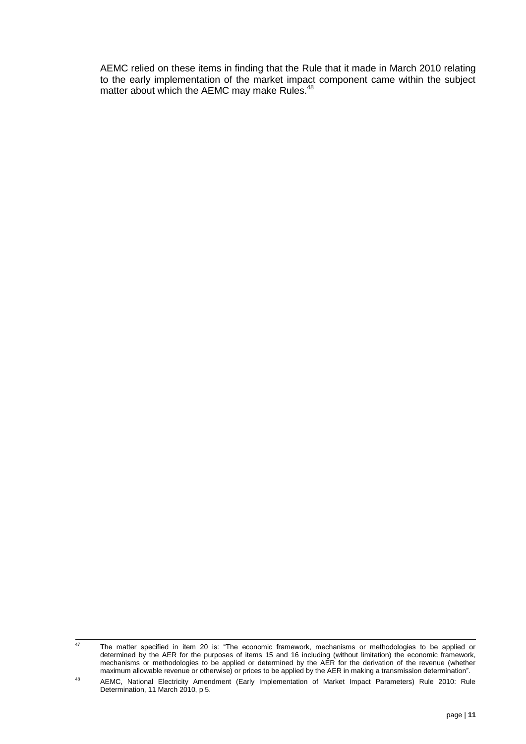AEMC relied on these items in finding that the Rule that it made in March 2010 relating to the early implementation of the market impact component came within the subject matter about which the AEMC may make Rules.[48]

---

[47] The matter specified in item 20 is: "The economic framework, mechanisms or methodologies to be applied or determined by the AER for the purposes of items 15 and 16 including (without limitation) the economic framework, mechanisms or methodologies to be applied or determined by the AER for the derivation of the revenue (whether maximum allowable revenue or otherwise) or prices to be applied by the AER in making a transmission determination".

[48] AEMC, National Electricity Amendment (Early Implementation of Market Impact Parameters) Rule 2010: Rule Determination, 11 March 2010, p 5.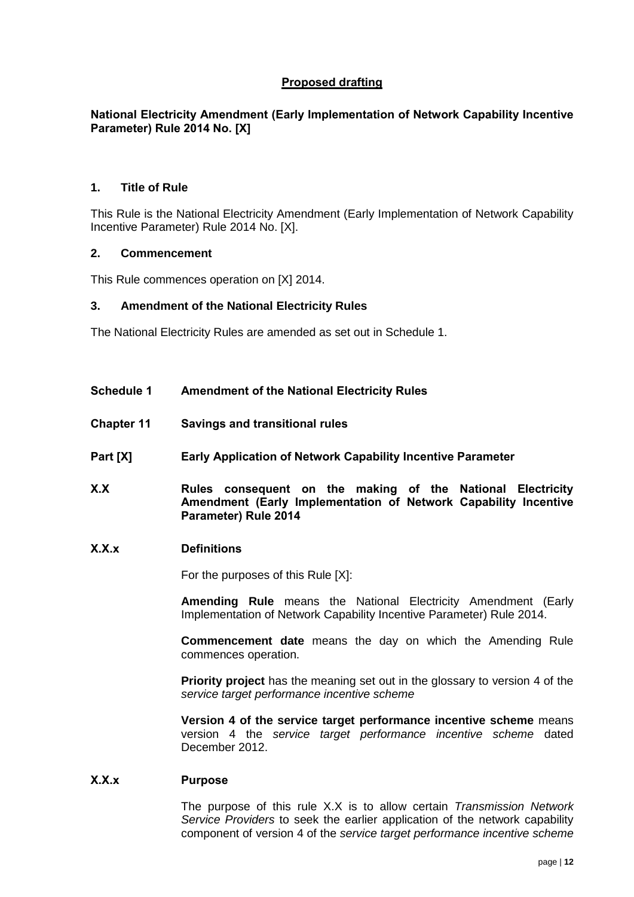## Proposed drafting

**National Electricity Amendment (Early Implementation of Network Capability Incentive Parameter) Rule 2014 No. [X]**

### 1. Title of Rule

This Rule is the National Electricity Amendment (Early Implementation of Network Capability Incentive Parameter) Rule 2014 No. [X].

### 2. Commencement

This Rule commences operation on [X] 2014.

### 3. Amendment of the National Electricity Rules

The National Electricity Rules are amended as set out in Schedule 1.

**Schedule 1 Amendment of the National Electricity Rules**

**Chapter 11 Savings and transitional rules**

**Part [X] Early Application of Network Capability Incentive Parameter**

**X.X Rules consequent on the making of the National Electricity Amendment (Early Implementation of Network Capability Incentive Parameter) Rule 2014**

**X.X.x Definitions**

For the purposes of this Rule [X]:

**Amending Rule** means the National Electricity Amendment (Early Implementation of Network Capability Incentive Parameter) Rule 2014.

**Commencement date** means the day on which the Amending Rule commences operation.

**Priority project** has the meaning set out in the glossary to version 4 of the *service target performance incentive scheme*

**Version 4 of the service target performance incentive scheme** means version 4 the *service target performance incentive scheme* dated December 2012.

**X.X.x Purpose**

The purpose of this rule X.X is to allow certain *Transmission Network Service Providers* to seek the earlier application of the network capability component of version 4 of the *service target performance incentive scheme*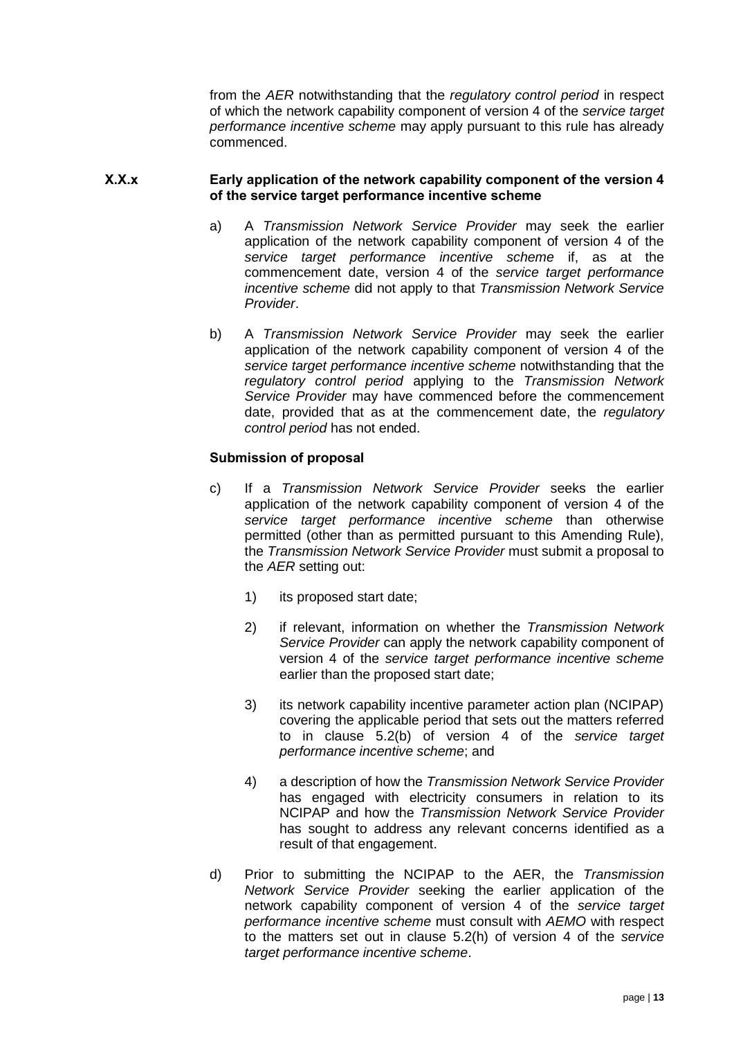from the *AER* notwithstanding that the *regulatory control period* in respect of which the network capability component of version 4 of the *service target performance incentive scheme* may apply pursuant to this rule has already commenced.

### X.X.x Early application of the network capability component of the version 4 of the service target performance incentive scheme

a) A *Transmission Network Service Provider* may seek the earlier application of the network capability component of version 4 of the *service target performance incentive scheme* if, as at the commencement date, version 4 of the *service target performance incentive scheme* did not apply to that *Transmission Network Service Provider*.

b) A *Transmission Network Service Provider* may seek the earlier application of the network capability component of version 4 of the *service target performance incentive scheme* notwithstanding that the *regulatory control period* applying to the *Transmission Network Service Provider* may have commenced before the commencement date, provided that as at the commencement date, the *regulatory control period* has not ended.

**Submission of proposal**

c) If a *Transmission Network Service Provider* seeks the earlier application of the network capability component of version 4 of the *service target performance incentive scheme* than otherwise permitted (other than as permitted pursuant to this Amending Rule), the *Transmission Network Service Provider* must submit a proposal to the *AER* setting out:

   1) its proposed start date;

   2) if relevant, information on whether the *Transmission Network Service Provider* can apply the network capability component of version 4 of the *service target performance incentive scheme* earlier than the proposed start date;

   3) its network capability incentive parameter action plan (NCIPAP) covering the applicable period that sets out the matters referred to in clause 5.2(b) of version 4 of the *service target performance incentive scheme*; and

   4) a description of how the *Transmission Network Service Provider* has engaged with electricity consumers in relation to its NCIPAP and how the *Transmission Network Service Provider* has sought to address any relevant concerns identified as a result of that engagement.

d) Prior to submitting the NCIPAP to the AER, the *Transmission Network Service Provider* seeking the earlier application of the network capability component of version 4 of the *service target performance incentive scheme* must consult with *AEMO* with respect to the matters set out in clause 5.2(h) of version 4 of the *service target performance incentive scheme*.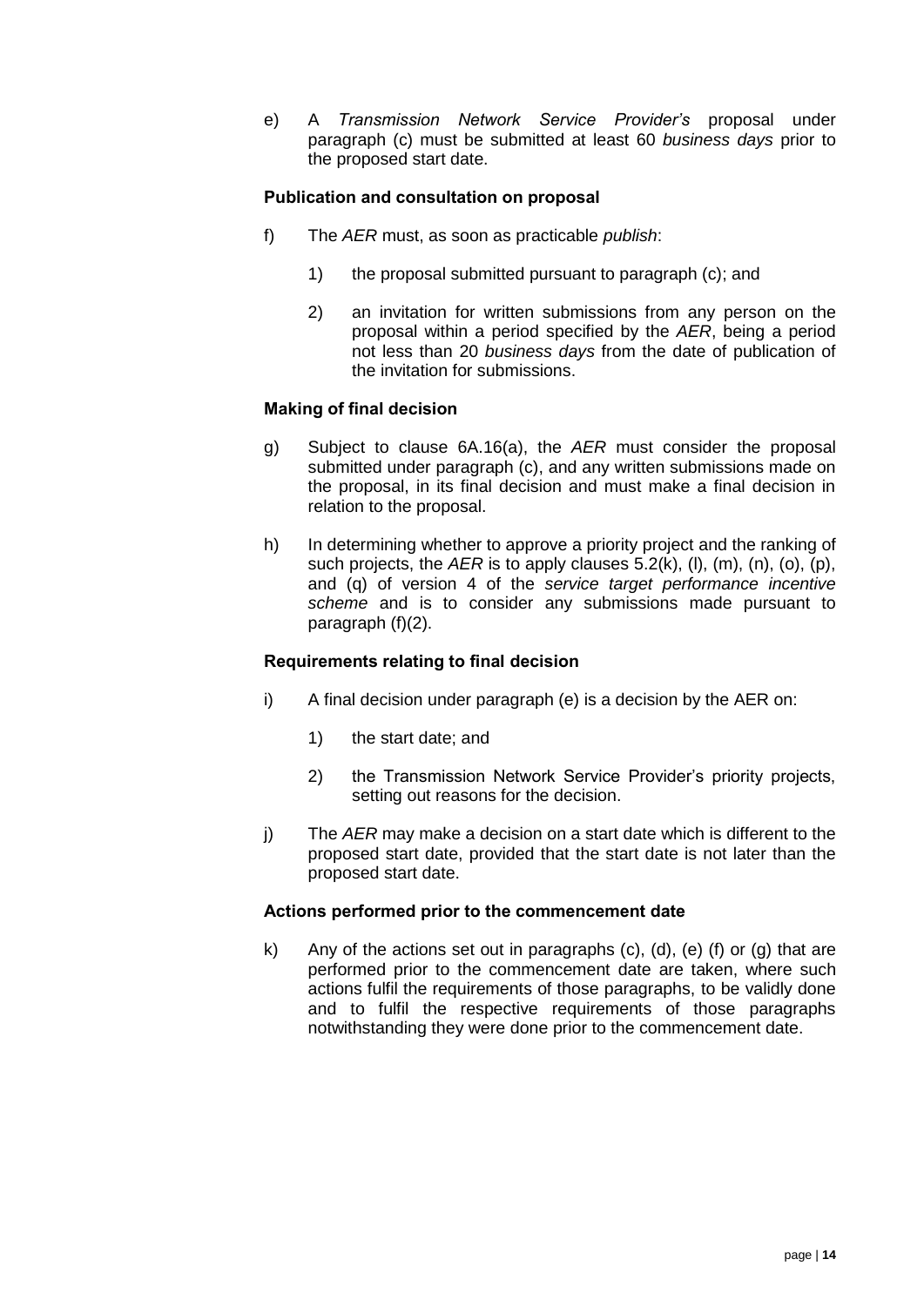e) A *Transmission Network Service Provider's* proposal under paragraph (c) must be submitted at least 60 *business days* prior to the proposed start date.

**Publication and consultation on proposal**

f) The *AER* must, as soon as practicable *publish*:

1) the proposal submitted pursuant to paragraph (c); and

2) an invitation for written submissions from any person on the proposal within a period specified by the *AER*, being a period not less than 20 *business days* from the date of publication of the invitation for submissions.

**Making of final decision**

g) Subject to clause 6A.16(a), the *AER* must consider the proposal submitted under paragraph (c), and any written submissions made on the proposal, in its final decision and must make a final decision in relation to the proposal.

h) In determining whether to approve a priority project and the ranking of such projects, the *AER* is to apply clauses 5.2(k), (l), (m), (n), (o), (p), and (q) of version 4 of the *service target performance incentive scheme* and is to consider any submissions made pursuant to paragraph (f)(2).

**Requirements relating to final decision**

i) A final decision under paragraph (e) is a decision by the AER on:

1) the start date; and

2) the Transmission Network Service Provider's priority projects, setting out reasons for the decision.

j) The *AER* may make a decision on a start date which is different to the proposed start date, provided that the start date is not later than the proposed start date.

**Actions performed prior to the commencement date**

k) Any of the actions set out in paragraphs (c), (d), (e) (f) or (g) that are performed prior to the commencement date are taken, where such actions fulfil the requirements of those paragraphs, to be validly done and to fulfil the respective requirements of those paragraphs notwithstanding they were done prior to the commencement date.